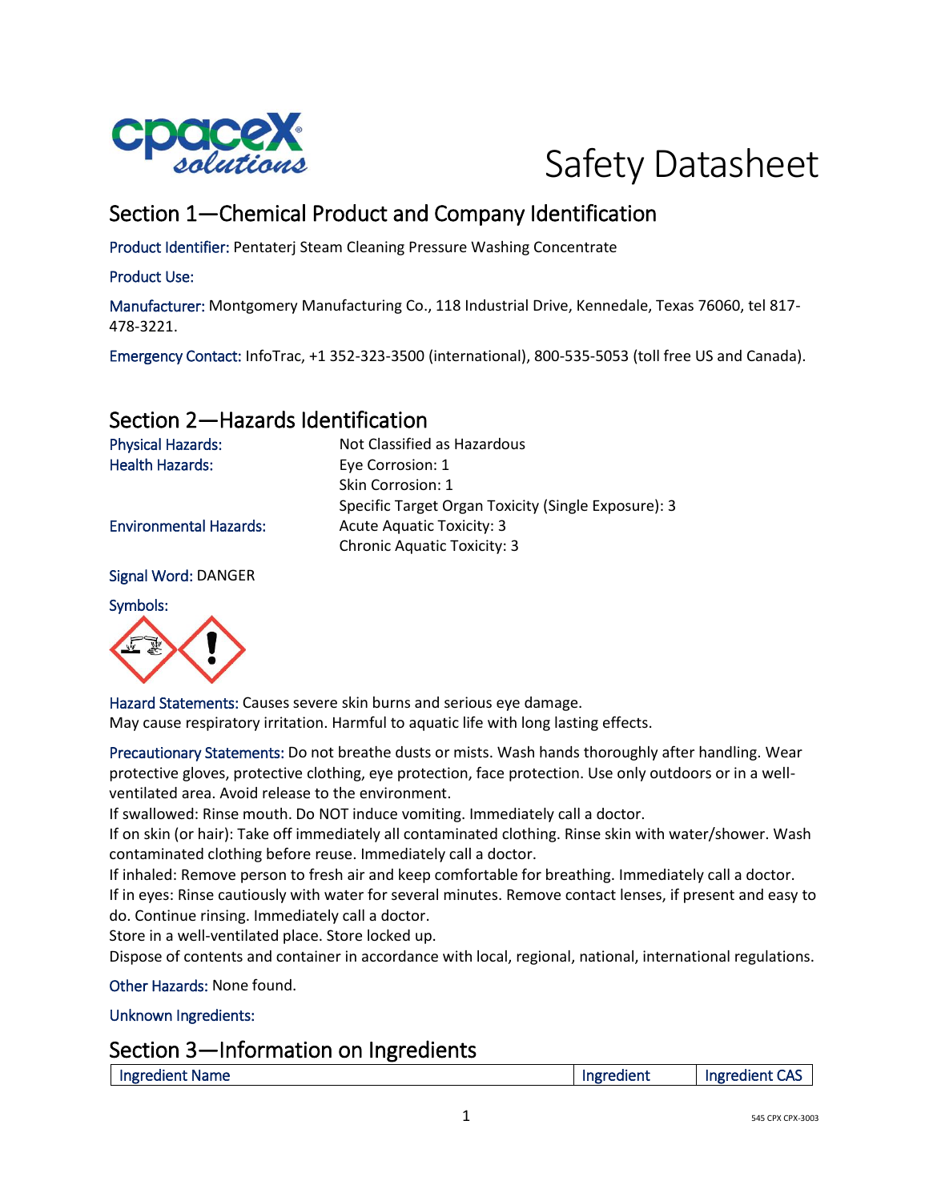# Safety Datasheet

## Section 1—Chemical Product and Company Identification

**Product Identifier:** Pentaterj Steam Cleaning Pressure Washing Concentrate

**Product Use:**

**Manufacturer:** Montgomery Manufacturing Co., 118 Industrial Drive, Kennedale, Texas 76060, tel 817-478-3221.

**Emergency Contact:** InfoTrac, +1 352-323-3500 (international), 800-535-5053 (toll free US and Canada).

## Section 2—Hazards Identification

| | |
|---|---|
| Physical Hazards: | Not Classified as Hazardous |
| Health Hazards: | Eye Corrosion: 1 |
| | Skin Corrosion: 1 |
| | Specific Target Organ Toxicity (Single Exposure): 3 |
| Environmental Hazards: | Acute Aquatic Toxicity: 3 |
| | Chronic Aquatic Toxicity: 3 |

**Signal Word:** DANGER

**Symbols:**

**Hazard Statements:** Causes severe skin burns and serious eye damage.
May cause respiratory irritation. Harmful to aquatic life with long lasting effects.

**Precautionary Statements:** Do not breathe dusts or mists. Wash hands thoroughly after handling. Wear protective gloves, protective clothing, eye protection, face protection. Use only outdoors or in a well-ventilated area. Avoid release to the environment.
If swallowed: Rinse mouth. Do NOT induce vomiting. Immediately call a doctor.
If on skin (or hair): Take off immediately all contaminated clothing. Rinse skin with water/shower. Wash contaminated clothing before reuse. Immediately call a doctor.
If inhaled: Remove person to fresh air and keep comfortable for breathing. Immediately call a doctor.
If in eyes: Rinse cautiously with water for several minutes. Remove contact lenses, if present and easy to do. Continue rinsing. Immediately call a doctor.
Store in a well-ventilated place. Store locked up.
Dispose of contents and container in accordance with local, regional, national, international regulations.

**Other Hazards:** None found.

**Unknown Ingredients:**

## Section 3—Information on Ingredients

| Ingredient Name | Ingredient | Ingredient CAS |
|---|---|---|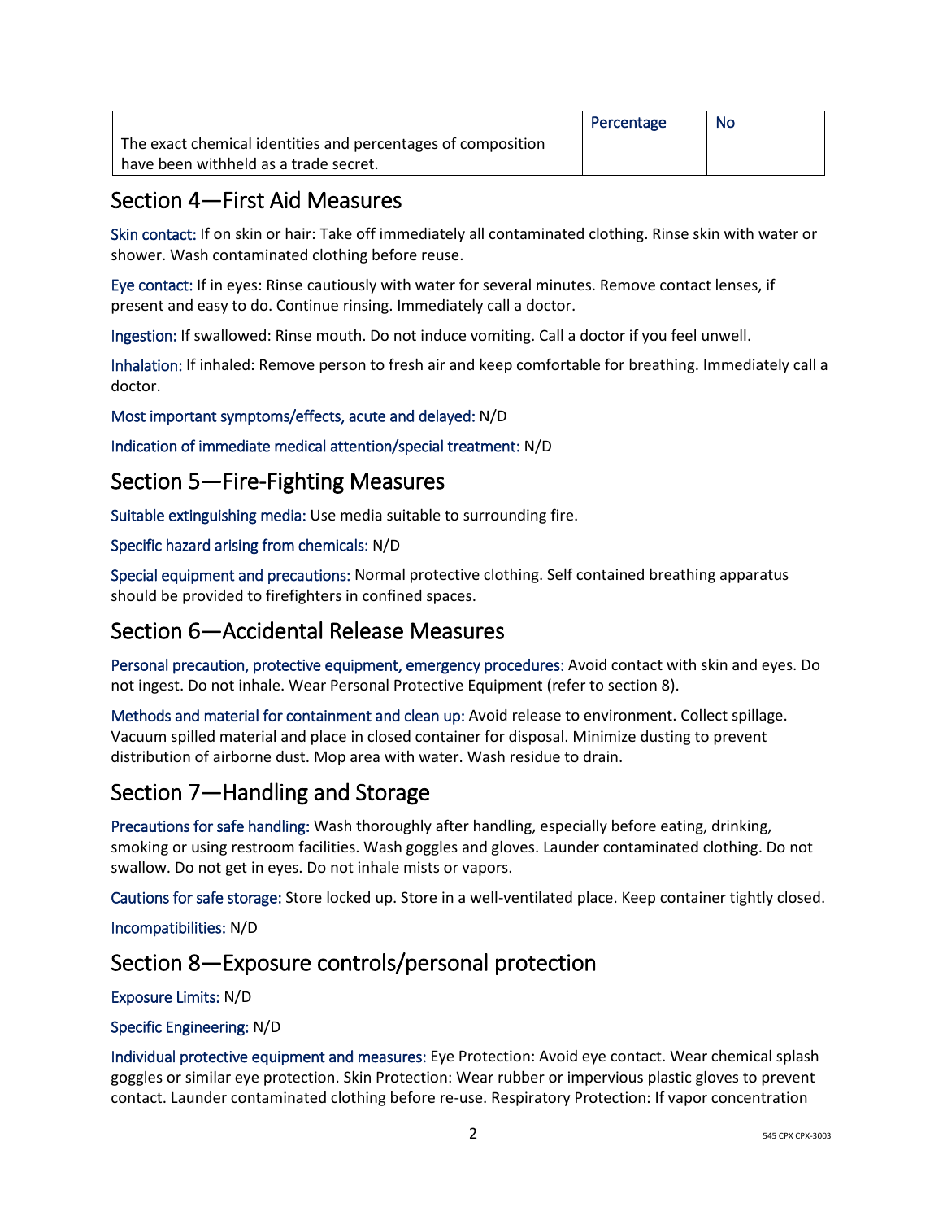| | Percentage | No |
|---|---|---|
| The exact chemical identities and percentages of composition have been withheld as a trade secret. | | |

## Section 4—First Aid Measures

Skin contact: If on skin or hair: Take off immediately all contaminated clothing. Rinse skin with water or shower. Wash contaminated clothing before reuse.

Eye contact: If in eyes: Rinse cautiously with water for several minutes. Remove contact lenses, if present and easy to do. Continue rinsing. Immediately call a doctor.

Ingestion: If swallowed: Rinse mouth. Do not induce vomiting. Call a doctor if you feel unwell.

Inhalation: If inhaled: Remove person to fresh air and keep comfortable for breathing. Immediately call a doctor.

Most important symptoms/effects, acute and delayed: N/D

Indication of immediate medical attention/special treatment: N/D

## Section 5—Fire-Fighting Measures

Suitable extinguishing media: Use media suitable to surrounding fire.

Specific hazard arising from chemicals: N/D

Special equipment and precautions: Normal protective clothing. Self contained breathing apparatus should be provided to firefighters in confined spaces.

## Section 6—Accidental Release Measures

Personal precaution, protective equipment, emergency procedures: Avoid contact with skin and eyes. Do not ingest. Do not inhale. Wear Personal Protective Equipment (refer to section 8).

Methods and material for containment and clean up: Avoid release to environment. Collect spillage. Vacuum spilled material and place in closed container for disposal. Minimize dusting to prevent distribution of airborne dust. Mop area with water. Wash residue to drain.

## Section 7—Handling and Storage

Precautions for safe handling: Wash thoroughly after handling, especially before eating, drinking, smoking or using restroom facilities. Wash goggles and gloves. Launder contaminated clothing. Do not swallow. Do not get in eyes. Do not inhale mists or vapors.

Cautions for safe storage: Store locked up. Store in a well-ventilated place. Keep container tightly closed.

Incompatibilities: N/D

## Section 8—Exposure controls/personal protection

Exposure Limits: N/D

Specific Engineering: N/D

Individual protective equipment and measures: Eye Protection: Avoid eye contact. Wear chemical splash goggles or similar eye protection. Skin Protection: Wear rubber or impervious plastic gloves to prevent contact. Launder contaminated clothing before re-use. Respiratory Protection: If vapor concentration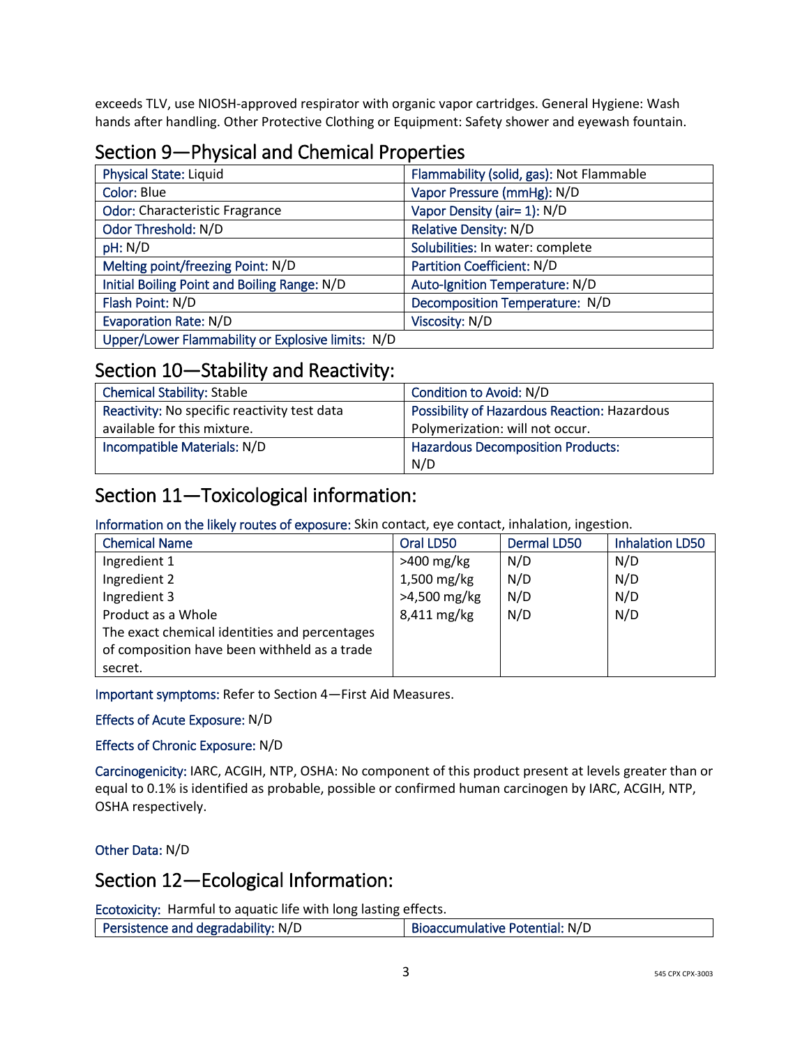exceeds TLV, use NIOSH-approved respirator with organic vapor cartridges. General Hygiene: Wash hands after handling. Other Protective Clothing or Equipment: Safety shower and eyewash fountain.

## Section 9—Physical and Chemical Properties

| | |
|---|---|
| Physical State: Liquid | Flammability (solid, gas): Not Flammable |
| Color: Blue | Vapor Pressure (mmHg): N/D |
| Odor: Characteristic Fragrance | Vapor Density (air= 1): N/D |
| Odor Threshold: N/D | Relative Density: N/D |
| pH: N/D | Solubilities: In water: complete |
| Melting point/freezing Point: N/D | Partition Coefficient: N/D |
| Initial Boiling Point and Boiling Range: N/D | Auto-Ignition Temperature: N/D |
| Flash Point: N/D | Decomposition Temperature: N/D |
| Evaporation Rate: N/D | Viscosity: N/D |
| Upper/Lower Flammability or Explosive limits: N/D | |

## Section 10—Stability and Reactivity:

| | |
|---|---|
| Chemical Stability: Stable | Condition to Avoid: N/D |
| Reactivity: No specific reactivity test data available for this mixture. | Possibility of Hazardous Reaction: Hazardous Polymerization: will not occur. |
| Incompatible Materials: N/D | Hazardous Decomposition Products: N/D |

## Section 11—Toxicological information:

Information on the likely routes of exposure: Skin contact, eye contact, inhalation, ingestion.

| Chemical Name | Oral LD50 | Dermal LD50 | Inhalation LD50 |
|---|---|---|---|
| Ingredient 1 | >400 mg/kg | N/D | N/D |
| Ingredient 2 | 1,500 mg/kg | N/D | N/D |
| Ingredient 3 | >4,500 mg/kg | N/D | N/D |
| Product as a Whole | 8,411 mg/kg | N/D | N/D |
| The exact chemical identities and percentages of composition have been withheld as a trade secret. | | | |

Important symptoms: Refer to Section 4—First Aid Measures.

Effects of Acute Exposure: N/D

Effects of Chronic Exposure: N/D

Carcinogenicity: IARC, ACGIH, NTP, OSHA: No component of this product present at levels greater than or equal to 0.1% is identified as probable, possible or confirmed human carcinogen by IARC, ACGIH, NTP, OSHA respectively.

Other Data: N/D

## Section 12—Ecological Information:

Ecotoxicity: Harmful to aquatic life with long lasting effects.

| | |
|---|---|
| Persistence and degradability: N/D | Bioaccumulative Potential: N/D |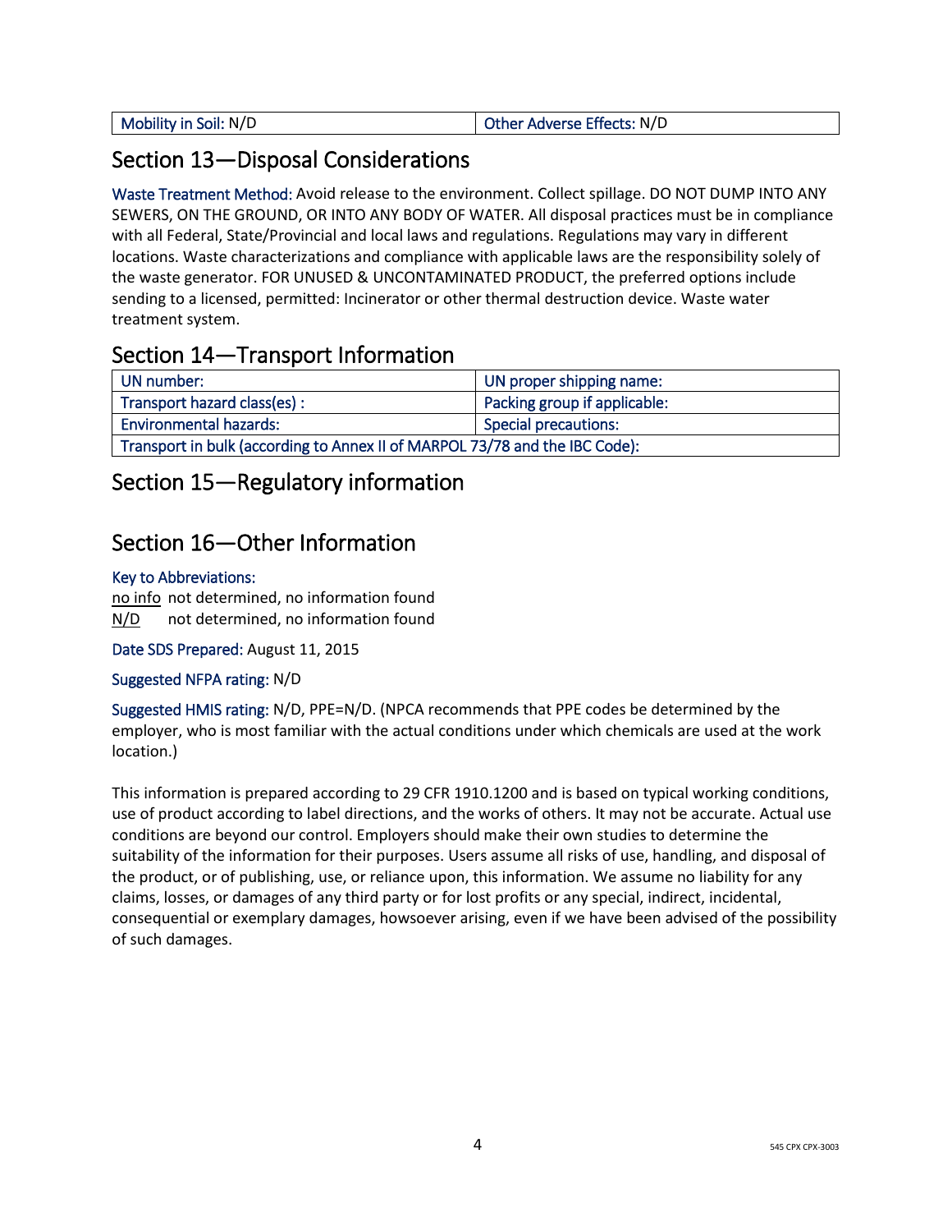| | |
|---|---|
| Mobility in Soil: N/D | Other Adverse Effects: N/D |

## Section 13—Disposal Considerations

Waste Treatment Method: Avoid release to the environment. Collect spillage. DO NOT DUMP INTO ANY SEWERS, ON THE GROUND, OR INTO ANY BODY OF WATER. All disposal practices must be in compliance with all Federal, State/Provincial and local laws and regulations. Regulations may vary in different locations. Waste characterizations and compliance with applicable laws are the responsibility solely of the waste generator. FOR UNUSED & UNCONTAMINATED PRODUCT, the preferred options include sending to a licensed, permitted: Incinerator or other thermal destruction device. Waste water treatment system.

## Section 14—Transport Information

| | |
|---|---|
| UN number: | UN proper shipping name: |
| Transport hazard class(es) : | Packing group if applicable: |
| Environmental hazards: | Special precautions: |
| Transport in bulk (according to Annex II of MARPOL 73/78 and the IBC Code): | |

## Section 15—Regulatory information

## Section 16—Other Information

Key to Abbreviations:

no info not determined, no information found

N/D not determined, no information found

Date SDS Prepared: August 11, 2015

Suggested NFPA rating: N/D

Suggested HMIS rating: N/D, PPE=N/D. (NPCA recommends that PPE codes be determined by the employer, who is most familiar with the actual conditions under which chemicals are used at the work location.)

This information is prepared according to 29 CFR 1910.1200 and is based on typical working conditions, use of product according to label directions, and the works of others. It may not be accurate. Actual use conditions are beyond our control. Employers should make their own studies to determine the suitability of the information for their purposes. Users assume all risks of use, handling, and disposal of the product, or of publishing, use, or reliance upon, this information. We assume no liability for any claims, losses, or damages of any third party or for lost profits or any special, indirect, incidental, consequential or exemplary damages, howsoever arising, even if we have been advised of the possibility of such damages.